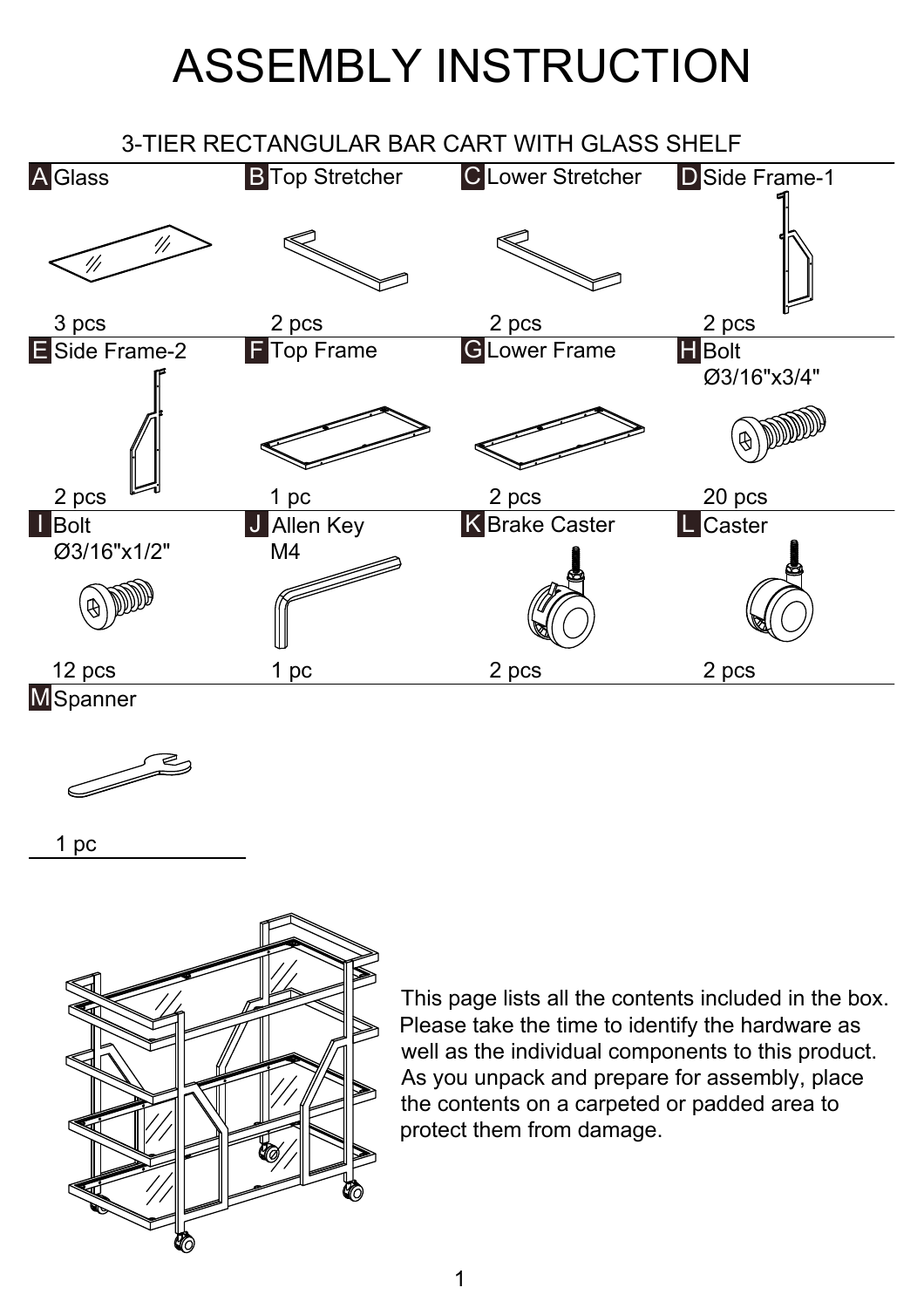# ASSEMBLY INSTRUCTION

## 3-TIER RECTANGULAR BAR CART WITH GLASS SHELF

| Part | Description | Quantity |
|---|---|---|
| A | Glass | 3 pcs |
| B | Top Stretcher | 2 pcs |
| C | Lower Stretcher | 2 pcs |
| D | Side Frame-1 | 2 pcs |
| E | Side Frame-2 | 2 pcs |
| F | Top Frame | 1 pc |
| G | Lower Frame | 2 pcs |
| H | Bolt Ø3/16"x3/4" | 20 pcs |
| I | Bolt Ø3/16"x1/2" | 12 pcs |
| J | Allen Key M4 | 1 pc |
| K | Brake Caster | 2 pcs |
| L | Caster | 2 pcs |
| M | Spanner | 1 pc |

This page lists all the contents included in the box. Please take the time to identify the hardware as well as the individual components to this product. As you unpack and prepare for assembly, place the contents on a carpeted or padded area to protect them from damage.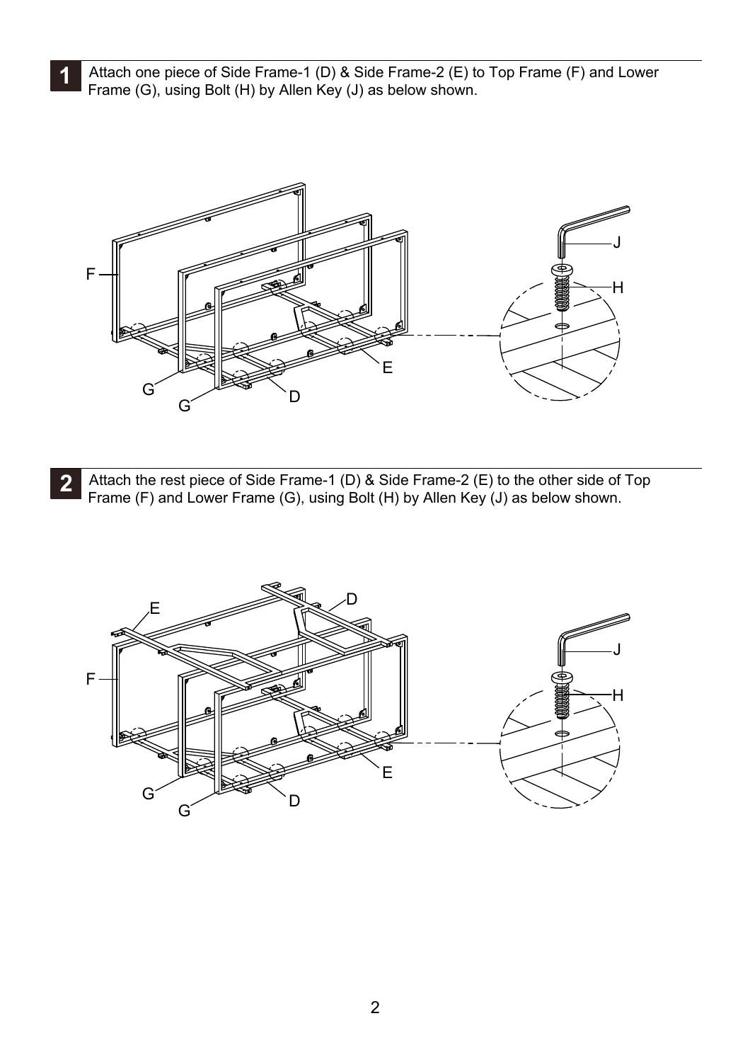**1** Attach one piece of Side Frame-1 (D) & Side Frame-2 (E) to Top Frame (F) and Lower Frame (G), using Bolt (H) by Allen Key (J) as below shown.

**2** Attach the rest piece of Side Frame-1 (D) & Side Frame-2 (E) to the other side of Top Frame (F) and Lower Frame (G), using Bolt (H) by Allen Key (J) as below shown.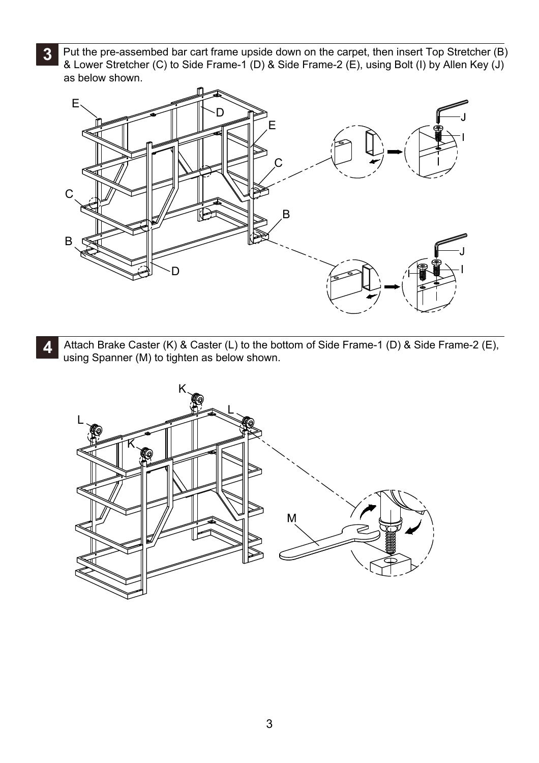**3** Put the pre-assembed bar cart frame upside down on the carpet, then insert Top Stretcher (B) & Lower Stretcher (C) to Side Frame-1 (D) & Side Frame-2 (E), using Bolt (I) by Allen Key (J) as below shown.

**4** Attach Brake Caster (K) & Caster (L) to the bottom of Side Frame-1 (D) & Side Frame-2 (E), using Spanner (M) to tighten as below shown.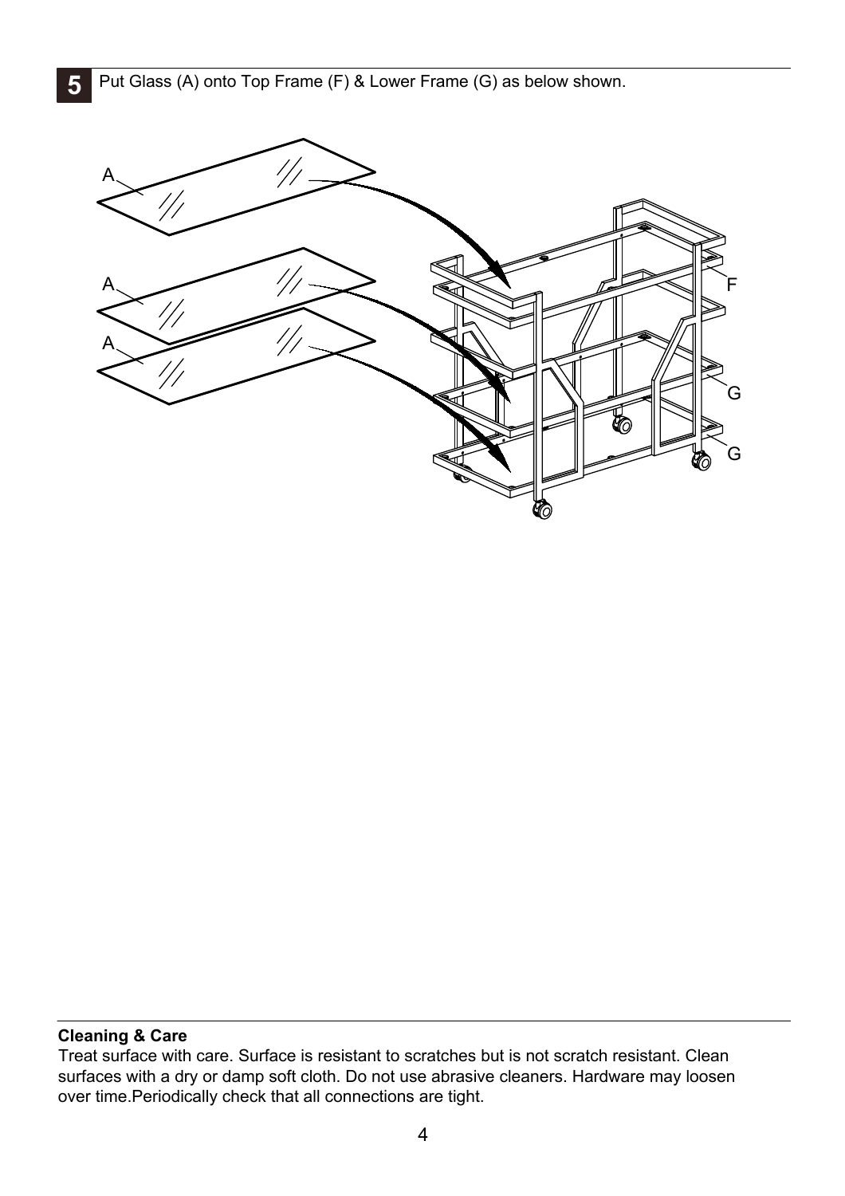**5** Put Glass (A) onto Top Frame (F) & Lower Frame (G) as below shown.

A

A

A

F

G

G

**Cleaning & Care**

Treat surface with care. Surface is resistant to scratches but is not scratch resistant. Clean surfaces with a dry or damp soft cloth. Do not use abrasive cleaners. Hardware may loosen over time.Periodically check that all connections are tight.